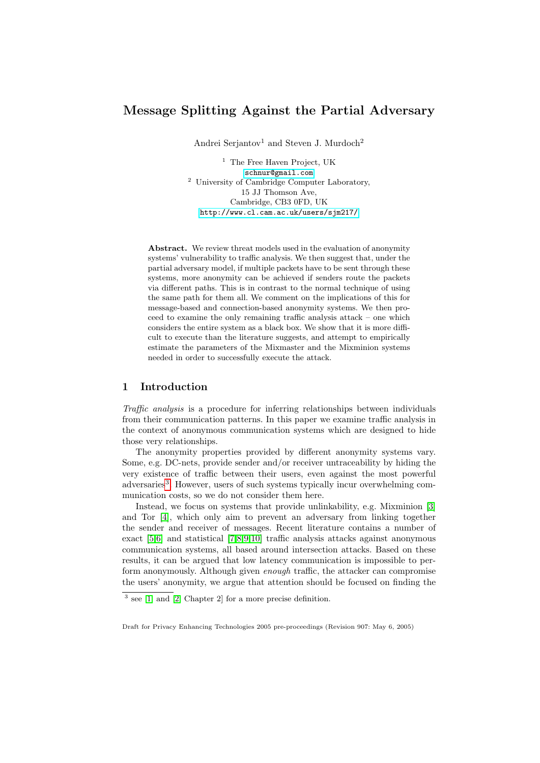# Message Splitting Against the Partial Adversary

Andrei Serjantov[1] and Steven J. Murdoch[2]

[1] The Free Haven Project, UK
schnur@gmail.com
[2] University of Cambridge Computer Laboratory,
15 JJ Thomson Ave,
Cambridge, CB3 0FD, UK
http://www.cl.cam.ac.uk/users/sjm217/

**Abstract.** We review threat models used in the evaluation of anonymity systems' vulnerability to traffic analysis. We then suggest that, under the partial adversary model, if multiple packets have to be sent through these systems, more anonymity can be achieved if senders route the packets via different paths. This is in contrast to the normal technique of using the same path for them all. We comment on the implications of this for message-based and connection-based anonymity systems. We then proceed to examine the only remaining traffic analysis attack – one which considers the entire system as a black box. We show that it is more difficult to execute than the literature suggests, and attempt to empirically estimate the parameters of the Mixmaster and the Mixminion systems needed in order to successfully execute the attack.

## 1 Introduction

*Traffic analysis* is a procedure for inferring relationships between individuals from their communication patterns. In this paper we examine traffic analysis in the context of anonymous communication systems which are designed to hide those very relationships.

The anonymity properties provided by different anonymity systems vary. Some, e.g. DC-nets, provide sender and/or receiver untraceability by hiding the very existence of traffic between their users, even against the most powerful adversaries[3]. However, users of such systems typically incur overwhelming communication costs, so we do not consider them here.

Instead, we focus on systems that provide unlinkability, e.g. Mixminion [3] and Tor [4], which only aim to prevent an adversary from linking together the sender and receiver of messages. Recent literature contains a number of exact [5,6] and statistical [7,8,9,10] traffic analysis attacks against anonymous communication systems, all based around intersection attacks. Based on these results, it can be argued that low latency communication is impossible to perform anonymously. Although given *enough* traffic, the attacker can compromise the users' anonymity, we argue that attention should be focused on finding the

[3] see [1] and [2, Chapter 2] for a more precise definition.

Draft for Privacy Enhancing Technologies 2005 pre-proceedings (Revision 907: May 6, 2005)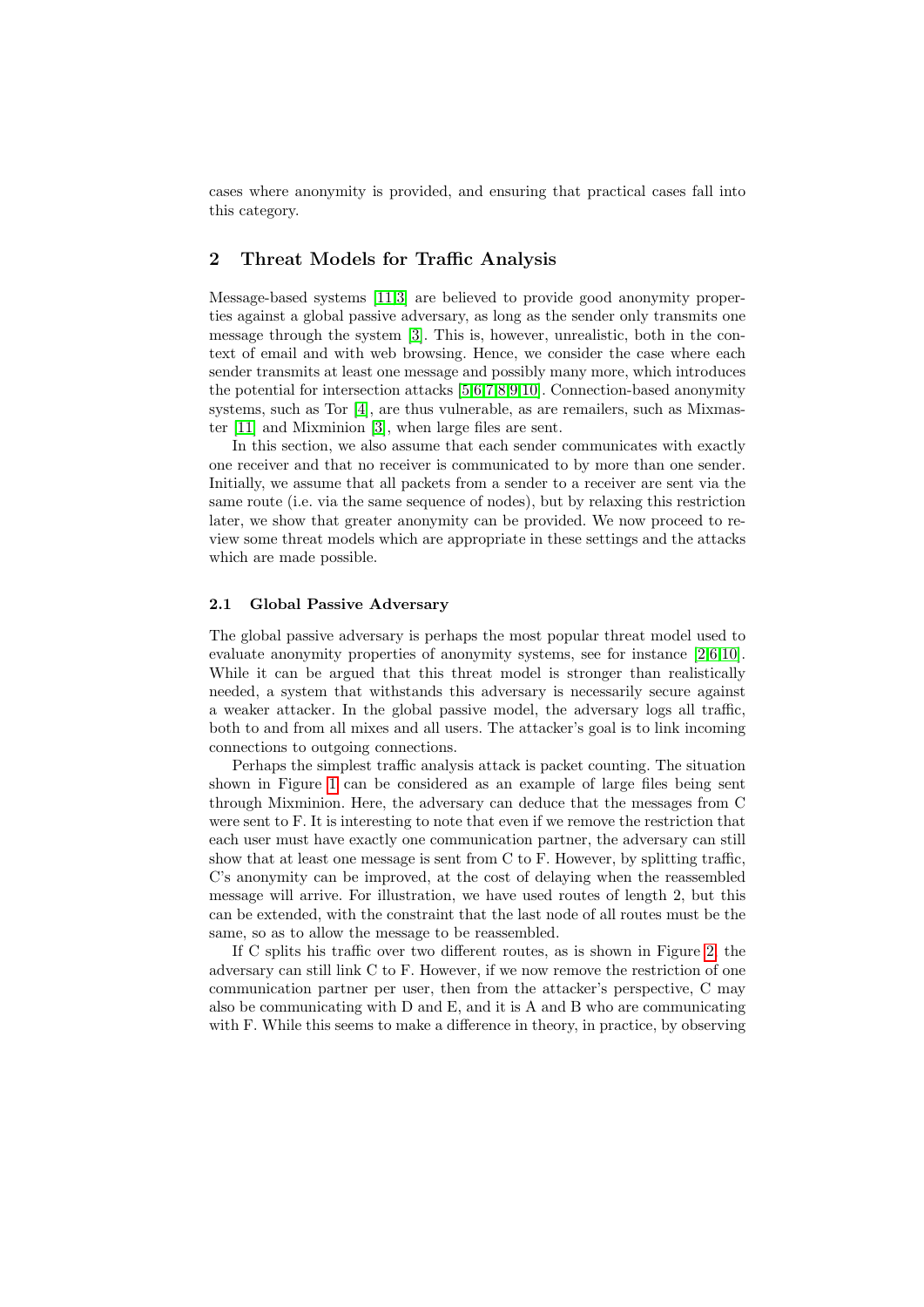cases where anonymity is provided, and ensuring that practical cases fall into this category.

## 2 Threat Models for Traffic Analysis

Message-based systems [11,3] are believed to provide good anonymity properties against a global passive adversary, as long as the sender only transmits one message through the system [3]. This is, however, unrealistic, both in the context of email and with web browsing. Hence, we consider the case where each sender transmits at least one message and possibly many more, which introduces the potential for intersection attacks [5,6,7,8,9,10]. Connection-based anonymity systems, such as Tor [4], are thus vulnerable, as are remailers, such as Mixmaster [11] and Mixminion [3], when large files are sent.

In this section, we also assume that each sender communicates with exactly one receiver and that no receiver is communicated to by more than one sender. Initially, we assume that all packets from a sender to a receiver are sent via the same route (i.e. via the same sequence of nodes), but by relaxing this restriction later, we show that greater anonymity can be provided. We now proceed to review some threat models which are appropriate in these settings and the attacks which are made possible.

### 2.1 Global Passive Adversary

The global passive adversary is perhaps the most popular threat model used to evaluate anonymity properties of anonymity systems, see for instance [2,6,10]. While it can be argued that this threat model is stronger than realistically needed, a system that withstands this adversary is necessarily secure against a weaker attacker. In the global passive model, the adversary logs all traffic, both to and from all mixes and all users. The attacker's goal is to link incoming connections to outgoing connections.

Perhaps the simplest traffic analysis attack is packet counting. The situation shown in Figure 1 can be considered as an example of large files being sent through Mixminion. Here, the adversary can deduce that the messages from C were sent to F. It is interesting to note that even if we remove the restriction that each user must have exactly one communication partner, the adversary can still show that at least one message is sent from C to F. However, by splitting traffic, C's anonymity can be improved, at the cost of delaying when the reassembled message will arrive. For illustration, we have used routes of length 2, but this can be extended, with the constraint that the last node of all routes must be the same, so as to allow the message to be reassembled.

If C splits his traffic over two different routes, as is shown in Figure 2, the adversary can still link C to F. However, if we now remove the restriction of one communication partner per user, then from the attacker's perspective, C may also be communicating with D and E, and it is A and B who are communicating with F. While this seems to make a difference in theory, in practice, by observing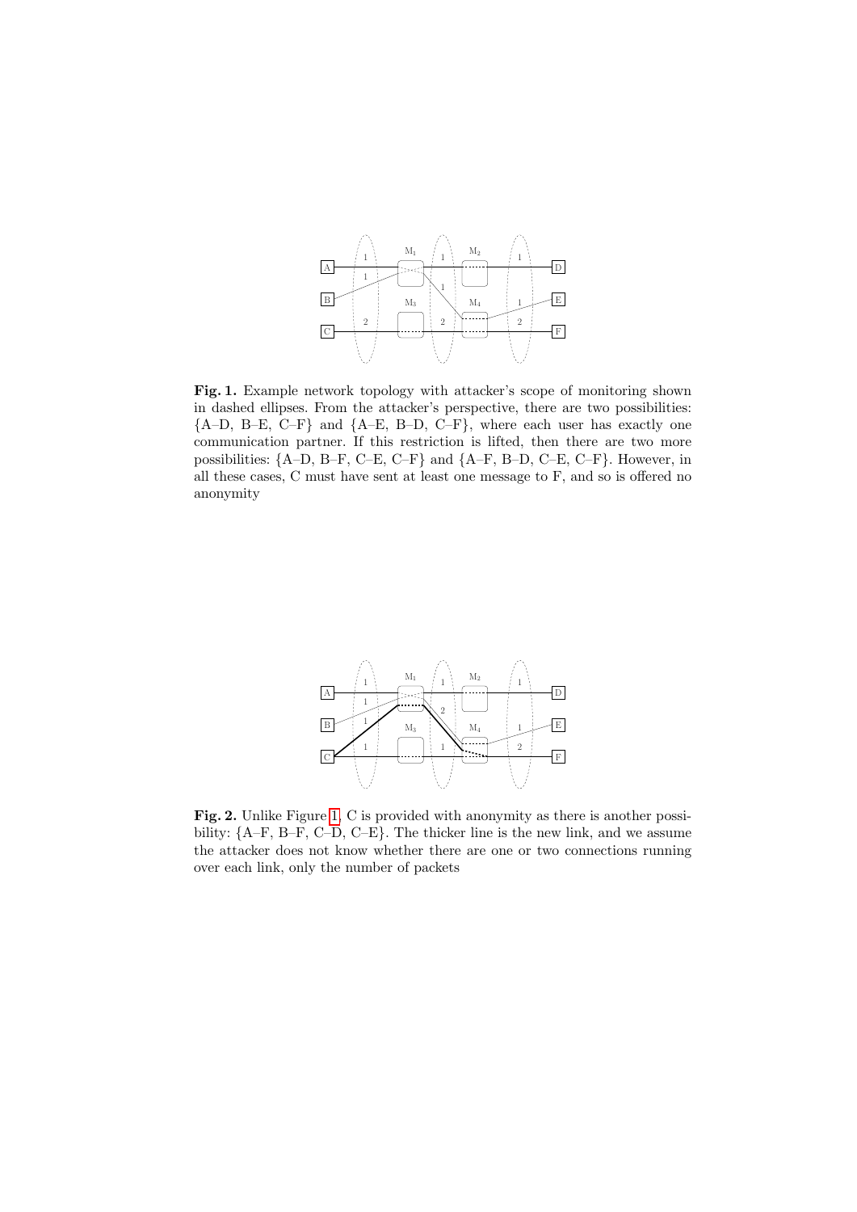**Fig. 1.** Example network topology with attacker's scope of monitoring shown in dashed ellipses. From the attacker's perspective, there are two possibilities: {A–D, B–E, C–F} and {A–E, B–D, C–F}, where each user has exactly one communication partner. If this restriction is lifted, then there are two more possibilities: {A–D, B–F, C–E, C–F} and {A–F, B–D, C–E, C–F}. However, in all these cases, C must have sent at least one message to F, and so is offered no anonymity

**Fig. 2.** Unlike Figure 1, C is provided with anonymity as there is another possibility: {A–F, B–F, C–D, C–E}. The thicker line is the new link, and we assume the attacker does not know whether there are one or two connections running over each link, only the number of packets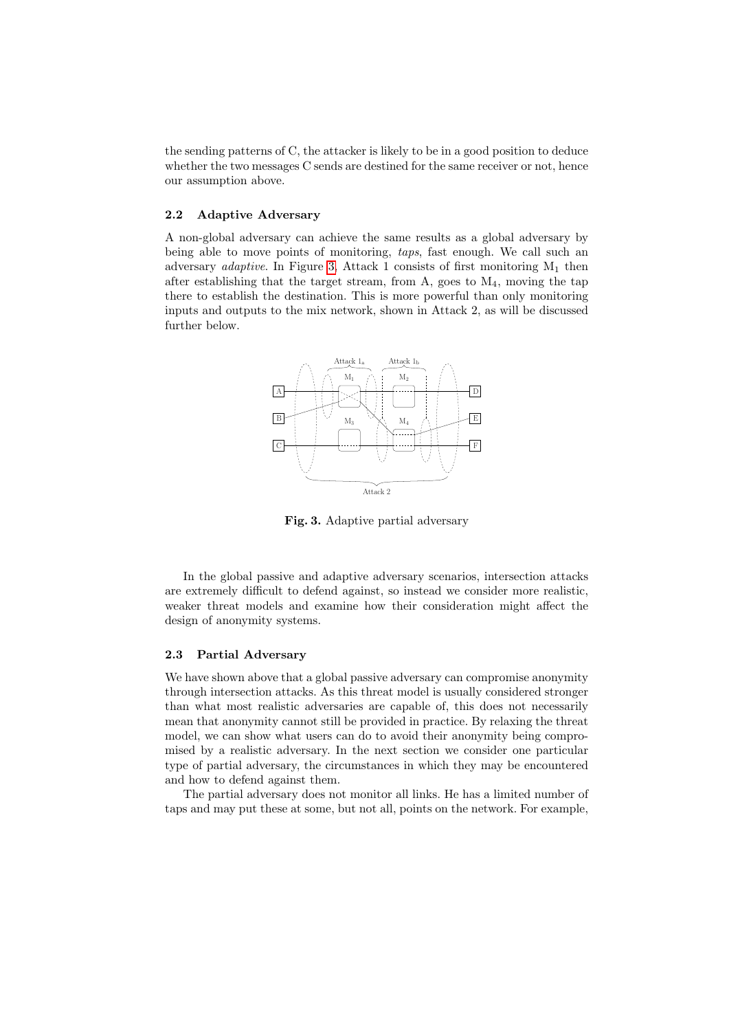the sending patterns of C, the attacker is likely to be in a good position to deduce whether the two messages C sends are destined for the same receiver or not, hence our assumption above.

### 2.2 Adaptive Adversary

A non-global adversary can achieve the same results as a global adversary by being able to move points of monitoring, *taps*, fast enough. We call such an adversary *adaptive*. In Figure 3, Attack 1 consists of first monitoring $M_1$ then after establishing that the target stream, from A, goes to $M_4$, moving the tap there to establish the destination. This is more powerful than only monitoring inputs and outputs to the mix network, shown in Attack 2, as will be discussed further below.

**Fig. 3.** Adaptive partial adversary

In the global passive and adaptive adversary scenarios, intersection attacks are extremely difficult to defend against, so instead we consider more realistic, weaker threat models and examine how their consideration might affect the design of anonymity systems.

### 2.3 Partial Adversary

We have shown above that a global passive adversary can compromise anonymity through intersection attacks. As this threat model is usually considered stronger than what most realistic adversaries are capable of, this does not necessarily mean that anonymity cannot still be provided in practice. By relaxing the threat model, we can show what users can do to avoid their anonymity being compromised by a realistic adversary. In the next section we consider one particular type of partial adversary, the circumstances in which they may be encountered and how to defend against them.

The partial adversary does not monitor all links. He has a limited number of taps and may put these at some, but not all, points on the network. For example,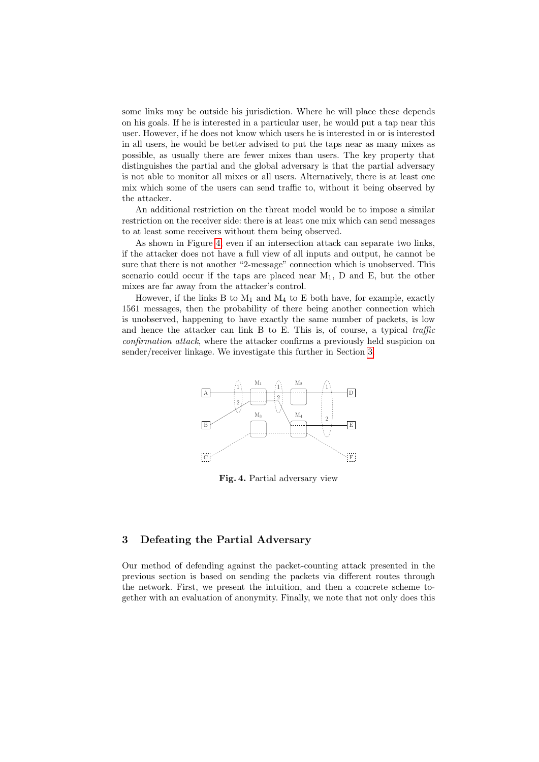some links may be outside his jurisdiction. Where he will place these depends on his goals. If he is interested in a particular user, he would put a tap near this user. However, if he does not know which users he is interested in or is interested in all users, he would be better advised to put the taps near as many mixes as possible, as usually there are fewer mixes than users. The key property that distinguishes the partial and the global adversary is that the partial adversary is not able to monitor all mixes or all users. Alternatively, there is at least one mix which some of the users can send traffic to, without it being observed by the attacker.

An additional restriction on the threat model would be to impose a similar restriction on the receiver side: there is at least one mix which can send messages to at least some receivers without them being observed.

As shown in Figure 4, even if an intersection attack can separate two links, if the attacker does not have a full view of all inputs and output, he cannot be sure that there is not another "2-message" connection which is unobserved. This scenario could occur if the taps are placed near $M_1$, D and E, but the other mixes are far away from the attacker's control.

However, if the links B to $M_1$ and $M_4$ to E both have, for example, exactly 1561 messages, then the probability of there being another connection which is unobserved, happening to have exactly the same number of packets, is low and hence the attacker can link B to E. This is, of course, a typical *traffic confirmation attack*, where the attacker confirms a previously held suspicion on sender/receiver linkage. We investigate this further in Section 3.

A
B
C
M1
M2
M3
M4
D
E
F
1
2
1
2
1
2

**Fig. 4.** Partial adversary view

## 3 Defeating the Partial Adversary

Our method of defending against the packet-counting attack presented in the previous section is based on sending the packets via different routes through the network. First, we present the intuition, and then a concrete scheme together with an evaluation of anonymity. Finally, we note that not only does this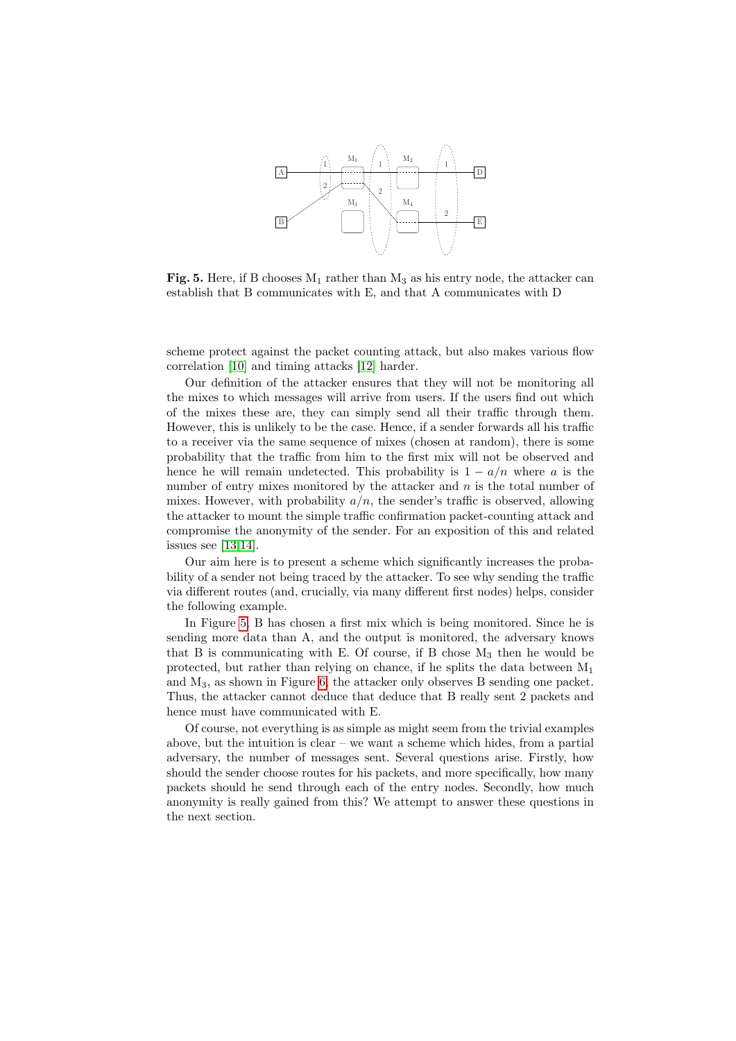**Fig. 5.** Here, if B chooses $M_1$ rather than $M_3$ as his entry node, the attacker can establish that B communicates with E, and that A communicates with D

scheme protect against the packet counting attack, but also makes various flow correlation [10] and timing attacks [12] harder.

Our definition of the attacker ensures that they will not be monitoring all the mixes to which messages will arrive from users. If the users find out which of the mixes these are, they can simply send all their traffic through them. However, this is unlikely to be the case. Hence, if a sender forwards all his traffic to a receiver via the same sequence of mixes (chosen at random), there is some probability that the traffic from him to the first mix will not be observed and hence he will remain undetected. This probability is $1 - a/n$ where $a$ is the number of entry mixes monitored by the attacker and $n$ is the total number of mixes. However, with probability $a/n$, the sender's traffic is observed, allowing the attacker to mount the simple traffic confirmation packet-counting attack and compromise the anonymity of the sender. For an exposition of this and related issues see [13,14].

Our aim here is to present a scheme which significantly increases the probability of a sender not being traced by the attacker. To see why sending the traffic via different routes (and, crucially, via many different first nodes) helps, consider the following example.

In Figure 5, B has chosen a first mix which is being monitored. Since he is sending more data than A, and the output is monitored, the adversary knows that B is communicating with E. Of course, if B chose $M_3$ then he would be protected, but rather than relying on chance, if he splits the data between $M_1$ and $M_3$, as shown in Figure 6, the attacker only observes B sending one packet. Thus, the attacker cannot deduce that deduce that B really sent 2 packets and hence must have communicated with E.

Of course, not everything is as simple as might seem from the trivial examples above, but the intuition is clear – we want a scheme which hides, from a partial adversary, the number of messages sent. Several questions arise. Firstly, how should the sender choose routes for his packets, and more specifically, how many packets should he send through each of the entry nodes. Secondly, how much anonymity is really gained from this? We attempt to answer these questions in the next section.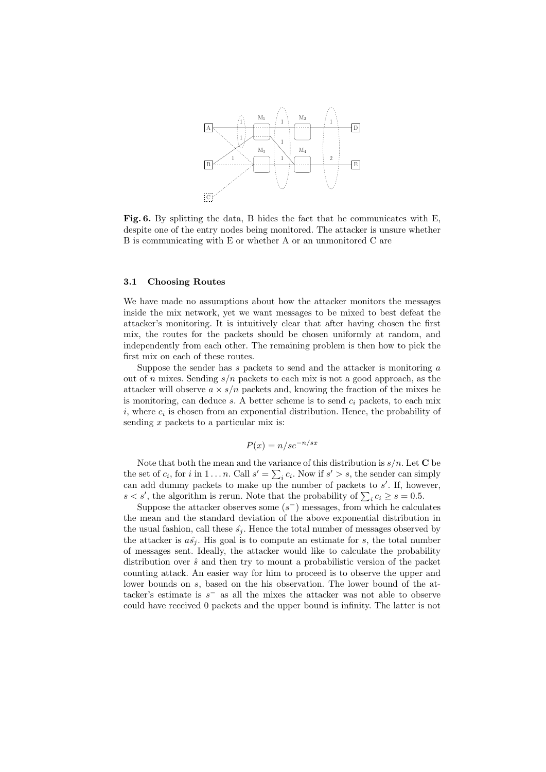**Fig. 6.** By splitting the data, B hides the fact that he communicates with E, despite one of the entry nodes being monitored. The attacker is unsure whether B is communicating with E or whether A or an unmonitored C are

### 3.1 Choosing Routes

We have made no assumptions about how the attacker monitors the messages inside the mix network, yet we want messages to be mixed to best defeat the attacker's monitoring. It is intuitively clear that after having chosen the first mix, the routes for the packets should be chosen uniformly at random, and independently from each other. The remaining problem is then how to pick the first mix on each of these routes.

Suppose the sender has $s$ packets to send and the attacker is monitoring $a$ out of $n$ mixes. Sending $s/n$ packets to each mix is not a good approach, as the attacker will observe $a \times s/n$ packets and, knowing the fraction of the mixes he is monitoring, can deduce $s$. A better scheme is to send $c_i$ packets, to each mix $i$, where $c_i$ is chosen from an exponential distribution. Hence, the probability of sending $x$ packets to a particular mix is:

$$P(x) = n/se^{-n/sx}$$

Note that both the mean and the variance of this distribution is $s/n$. Let $\mathbf{C}$ be the set of $c_i$, for $i$ in $1 \ldots n$. Call $s' = \sum_i c_i$. Now if $s' > s$, the sender can simply can add dummy packets to make up the number of packets to $s'$. If, however, $s < s'$, the algorithm is rerun. Note that the probability of $\sum_i c_i \geq s = 0.5$.

Suppose the attacker observes some $(s^-)$ messages, from which he calculates the mean and the standard deviation of the above exponential distribution in the usual fashion, call these $\hat{s_j}$. Hence the total number of messages observed by the attacker is $a\hat{s_j}$. His goal is to compute an estimate for $s$, the total number of messages sent. Ideally, the attacker would like to calculate the probability distribution over $\hat{s}$ and then try to mount a probabilistic version of the packet counting attack. An easier way for him to proceed is to observe the upper and lower bounds on $s$, based on the his observation. The lower bound of the attacker's estimate is $s^-$ as all the mixes the attacker was not able to observe could have received 0 packets and the upper bound is infinity. The latter is not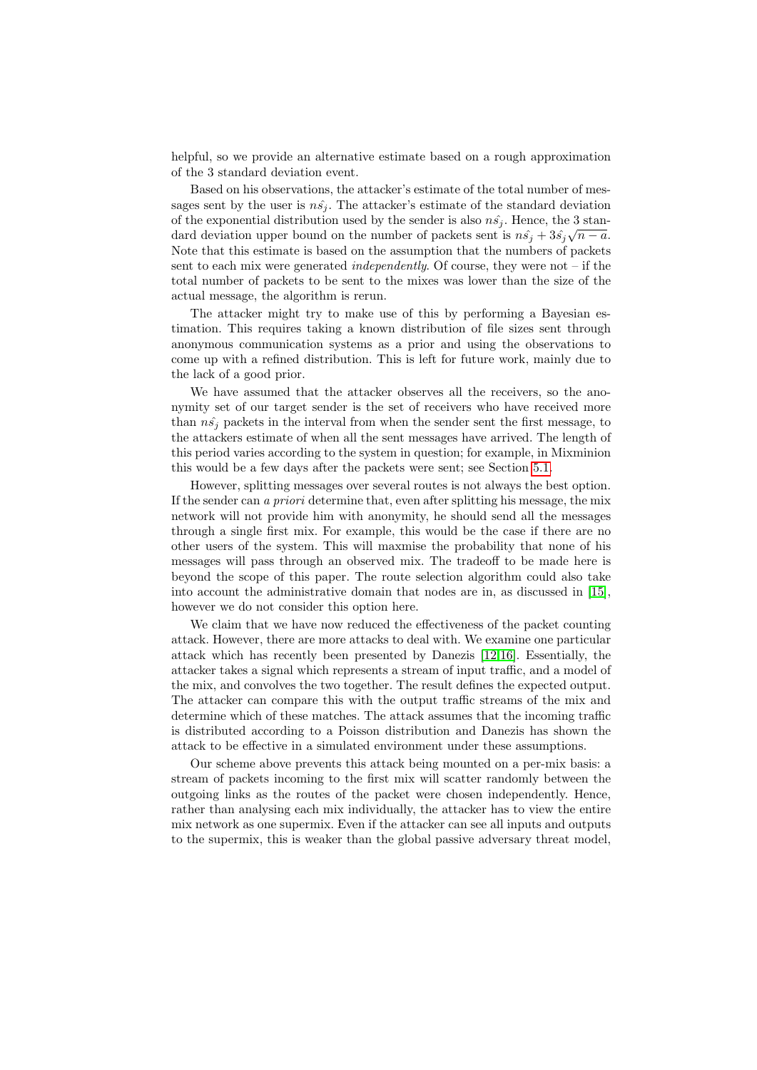helpful, so we provide an alternative estimate based on a rough approximation of the 3 standard deviation event.

Based on his observations, the attacker's estimate of the total number of messages sent by the user is $n\hat{s_j}$. The attacker's estimate of the standard deviation of the exponential distribution used by the sender is also $n\hat{s_j}$. Hence, the 3 standard deviation upper bound on the number of packets sent is $n\hat{s_j} + 3\hat{s_j}\sqrt{n-a}$. Note that this estimate is based on the assumption that the numbers of packets sent to each mix were generated *independently*. Of course, they were not – if the total number of packets to be sent to the mixes was lower than the size of the actual message, the algorithm is rerun.

The attacker might try to make use of this by performing a Bayesian estimation. This requires taking a known distribution of file sizes sent through anonymous communication systems as a prior and using the observations to come up with a refined distribution. This is left for future work, mainly due to the lack of a good prior.

We have assumed that the attacker observes all the receivers, so the anonymity set of our target sender is the set of receivers who have received more than $n\hat{s_j}$ packets in the interval from when the sender sent the first message, to the attackers estimate of when all the sent messages have arrived. The length of this period varies according to the system in question; for example, in Mixminion this would be a few days after the packets were sent; see Section 5.1.

However, splitting messages over several routes is not always the best option. If the sender can *a priori* determine that, even after splitting his message, the mix network will not provide him with anonymity, he should send all the messages through a single first mix. For example, this would be the case if there are no other users of the system. This will maxmise the probability that none of his messages will pass through an observed mix. The tradeoff to be made here is beyond the scope of this paper. The route selection algorithm could also take into account the administrative domain that nodes are in, as discussed in [15], however we do not consider this option here.

We claim that we have now reduced the effectiveness of the packet counting attack. However, there are more attacks to deal with. We examine one particular attack which has recently been presented by Danezis [12,16]. Essentially, the attacker takes a signal which represents a stream of input traffic, and a model of the mix, and convolves the two together. The result defines the expected output. The attacker can compare this with the output traffic streams of the mix and determine which of these matches. The attack assumes that the incoming traffic is distributed according to a Poisson distribution and Danezis has shown the attack to be effective in a simulated environment under these assumptions.

Our scheme above prevents this attack being mounted on a per-mix basis: a stream of packets incoming to the first mix will scatter randomly between the outgoing links as the routes of the packet were chosen independently. Hence, rather than analysing each mix individually, the attacker has to view the entire mix network as one supermix. Even if the attacker can see all inputs and outputs to the supermix, this is weaker than the global passive adversary threat model,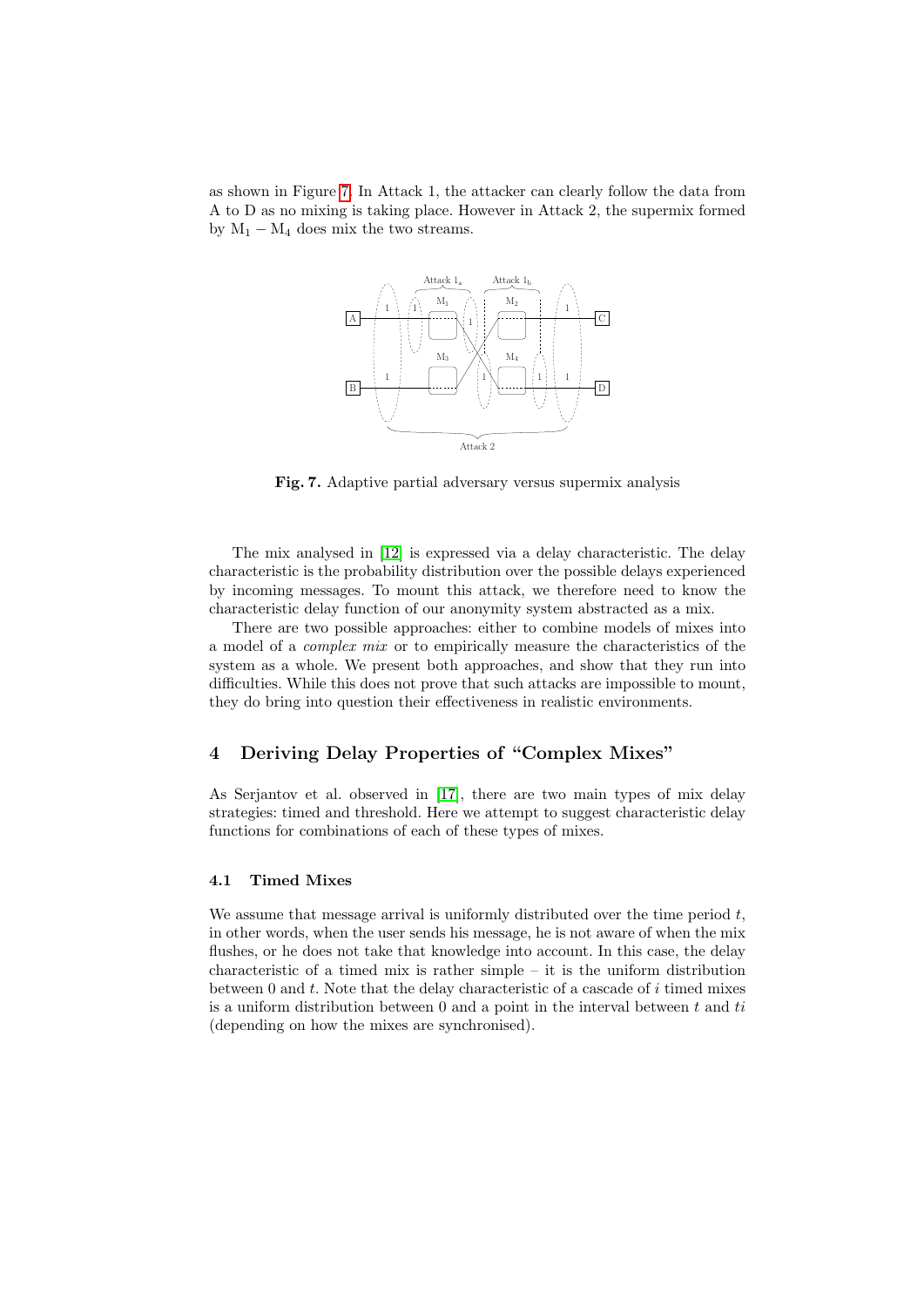as shown in Figure 7. In Attack 1, the attacker can clearly follow the data from A to D as no mixing is taking place. However in Attack 2, the supermix formed by $M_1 - M_4$ does mix the two streams.

**Fig. 7.** Adaptive partial adversary versus supermix analysis

The mix analysed in [12] is expressed via a delay characteristic. The delay characteristic is the probability distribution over the possible delays experienced by incoming messages. To mount this attack, we therefore need to know the characteristic delay function of our anonymity system abstracted as a mix.

There are two possible approaches: either to combine models of mixes into a model of a *complex mix* or to empirically measure the characteristics of the system as a whole. We present both approaches, and show that they run into difficulties. While this does not prove that such attacks are impossible to mount, they do bring into question their effectiveness in realistic environments.

## 4 Deriving Delay Properties of "Complex Mixes"

As Serjantov et al. observed in [17], there are two main types of mix delay strategies: timed and threshold. Here we attempt to suggest characteristic delay functions for combinations of each of these types of mixes.

### 4.1 Timed Mixes

We assume that message arrival is uniformly distributed over the time period $t$, in other words, when the user sends his message, he is not aware of when the mix flushes, or he does not take that knowledge into account. In this case, the delay characteristic of a timed mix is rather simple – it is the uniform distribution between 0 and $t$. Note that the delay characteristic of a cascade of $i$ timed mixes is a uniform distribution between 0 and a point in the interval between $t$ and $ti$ (depending on how the mixes are synchronised).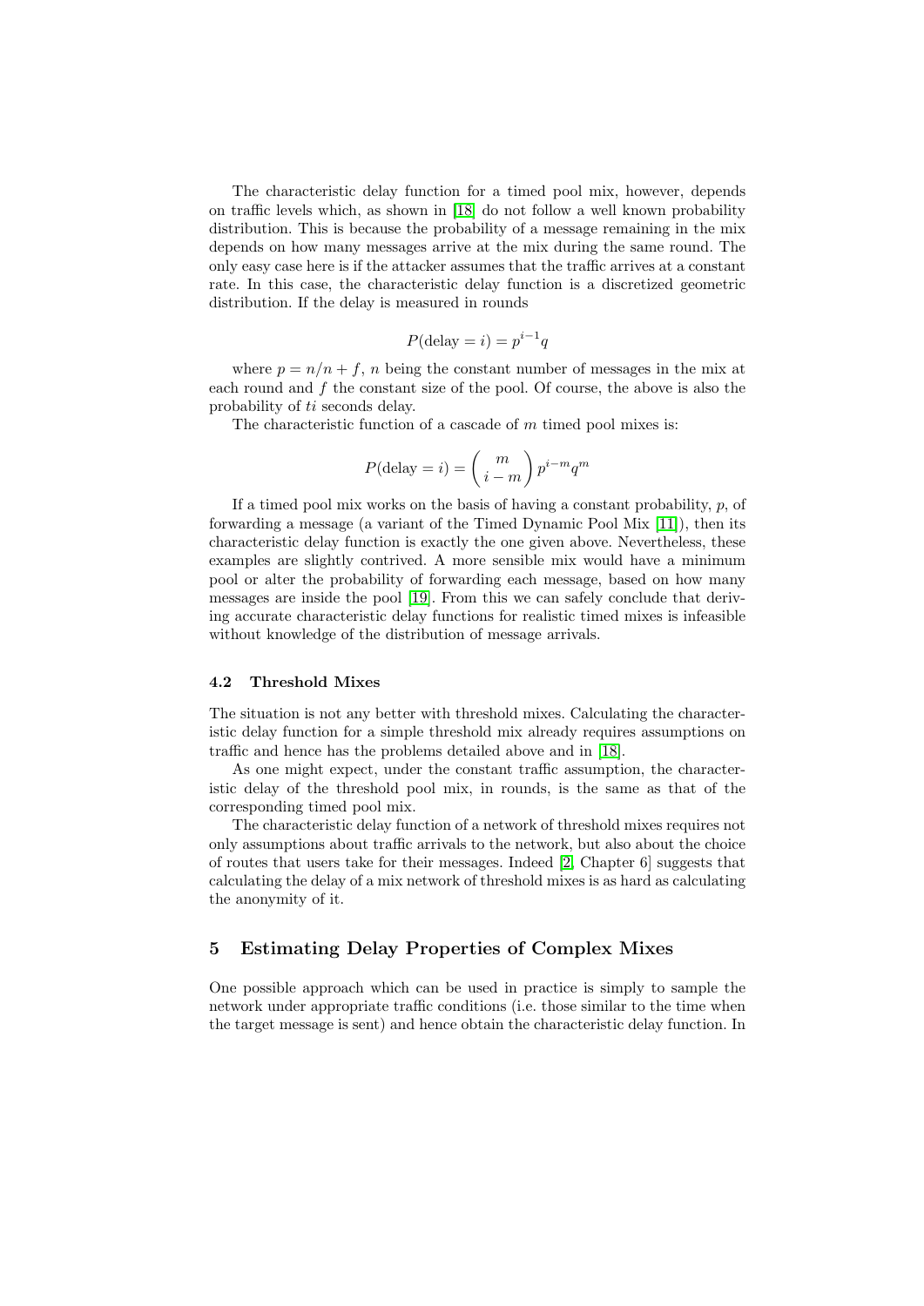The characteristic delay function for a timed pool mix, however, depends on traffic levels which, as shown in [18] do not follow a well known probability distribution. This is because the probability of a message remaining in the mix depends on how many messages arrive at the mix during the same round. The only easy case here is if the attacker assumes that the traffic arrives at a constant rate. In this case, the characteristic delay function is a discretized geometric distribution. If the delay is measured in rounds

$$P(\text{delay} = i) = p^{i-1}q$$

where $p = n/n + f$, $n$ being the constant number of messages in the mix at each round and $f$ the constant size of the pool. Of course, the above is also the probability of $ti$ seconds delay.

The characteristic function of a cascade of $m$ timed pool mixes is:

$$P(\text{delay} = i) = \binom{m}{i-m} p^{i-m} q^m$$

If a timed pool mix works on the basis of having a constant probability, $p$, of forwarding a message (a variant of the Timed Dynamic Pool Mix [11]), then its characteristic delay function is exactly the one given above. Nevertheless, these examples are slightly contrived. A more sensible mix would have a minimum pool or alter the probability of forwarding each message, based on how many messages are inside the pool [19]. From this we can safely conclude that deriving accurate characteristic delay functions for realistic timed mixes is infeasible without knowledge of the distribution of message arrivals.

### 4.2 Threshold Mixes

The situation is not any better with threshold mixes. Calculating the characteristic delay function for a simple threshold mix already requires assumptions on traffic and hence has the problems detailed above and in [18].

As one might expect, under the constant traffic assumption, the characteristic delay of the threshold pool mix, in rounds, is the same as that of the corresponding timed pool mix.

The characteristic delay function of a network of threshold mixes requires not only assumptions about traffic arrivals to the network, but also about the choice of routes that users take for their messages. Indeed [2, Chapter 6] suggests that calculating the delay of a mix network of threshold mixes is as hard as calculating the anonymity of it.

## 5 Estimating Delay Properties of Complex Mixes

One possible approach which can be used in practice is simply to sample the network under appropriate traffic conditions (i.e. those similar to the time when the target message is sent) and hence obtain the characteristic delay function. In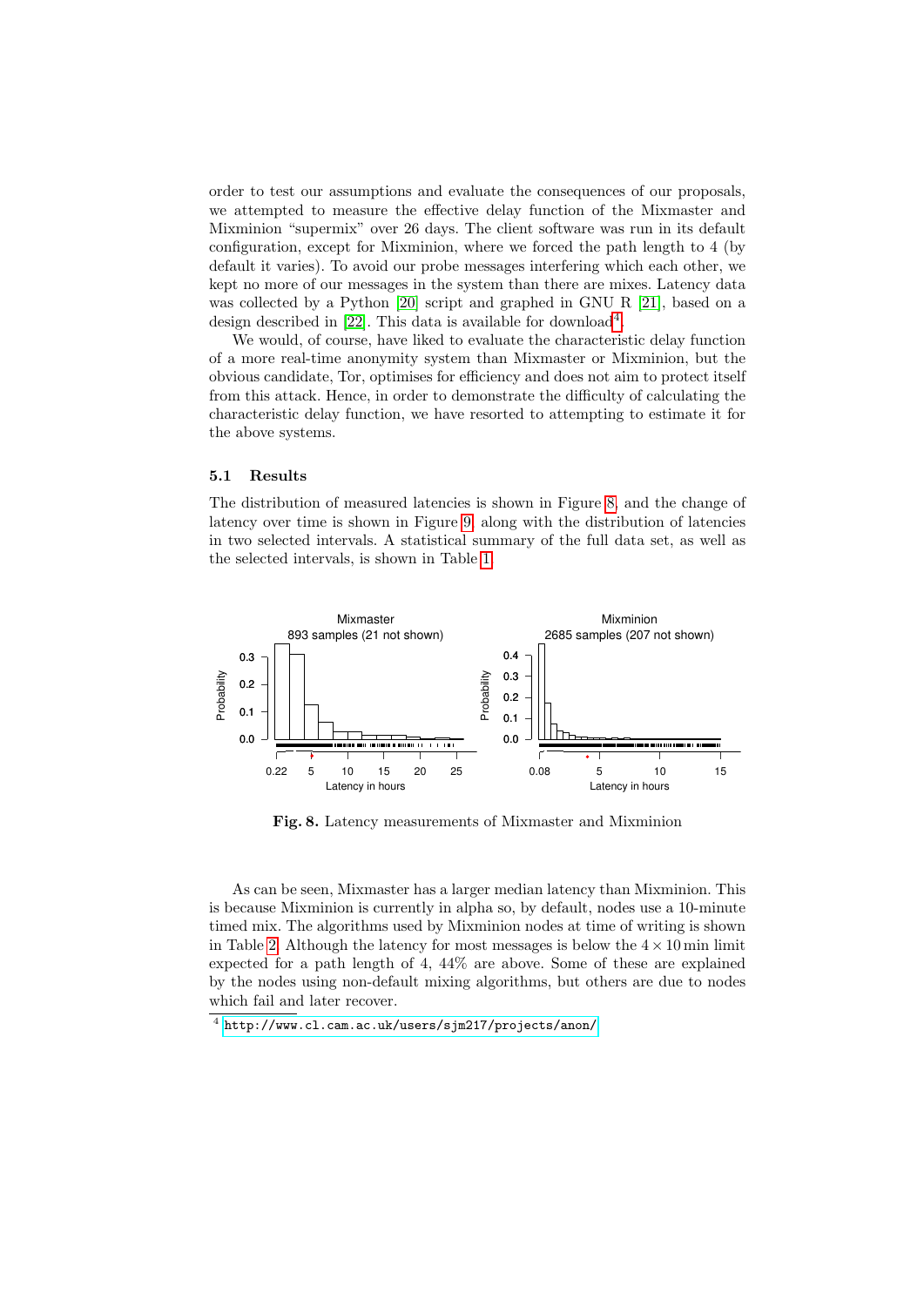order to test our assumptions and evaluate the consequences of our proposals, we attempted to measure the effective delay function of the Mixmaster and Mixminion "supermix" over 26 days. The client software was run in its default configuration, except for Mixminion, where we forced the path length to 4 (by default it varies). To avoid our probe messages interfering which each other, we kept no more of our messages in the system than there are mixes. Latency data was collected by a Python [20] script and graphed in GNU R [21], based on a design described in [22]. This data is available for download[4].

We would, of course, have liked to evaluate the characteristic delay function of a more real-time anonymity system than Mixmaster or Mixminion, but the obvious candidate, Tor, optimises for efficiency and does not aim to protect itself from this attack. Hence, in order to demonstrate the difficulty of calculating the characteristic delay function, we have resorted to attempting to estimate it for the above systems.

### 5.1 Results

The distribution of measured latencies is shown in Figure 8, and the change of latency over time is shown in Figure 9, along with the distribution of latencies in two selected intervals. A statistical summary of the full data set, as well as the selected intervals, is shown in Table 1.

**Fig. 8.** Latency measurements of Mixmaster and Mixminion

As can be seen, Mixmaster has a larger median latency than Mixminion. This is because Mixminion is currently in alpha so, by default, nodes use a 10-minute timed mix. The algorithms used by Mixminion nodes at time of writing is shown in Table 2. Although the latency for most messages is below the $4 \times 10$ min limit expected for a path length of 4, 44% are above. Some of these are explained by the nodes using non-default mixing algorithms, but others are due to nodes which fail and later recover.

[4] http://www.cl.cam.ac.uk/users/sjm217/projects/anon/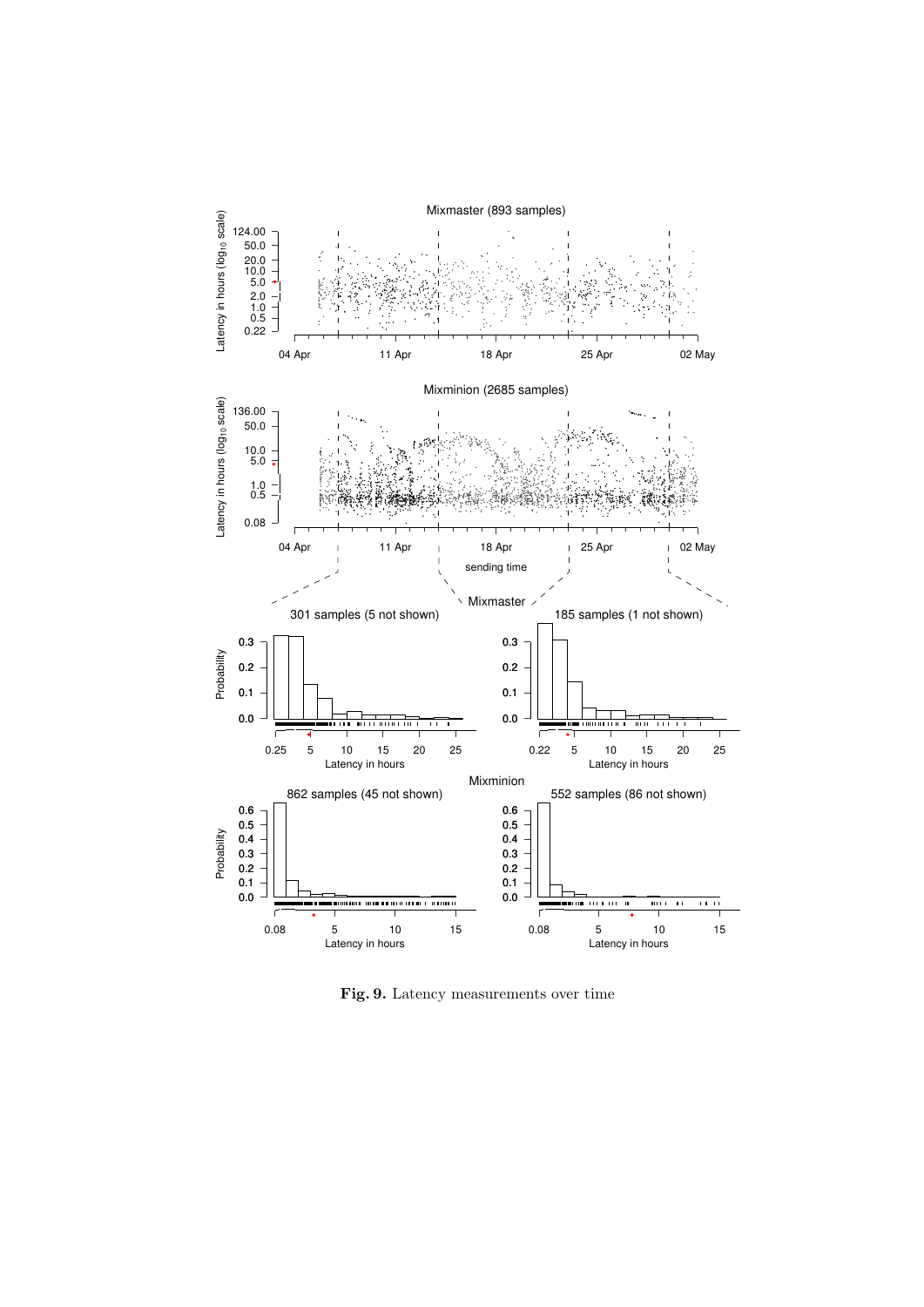**Fig. 9.** Latency measurements over time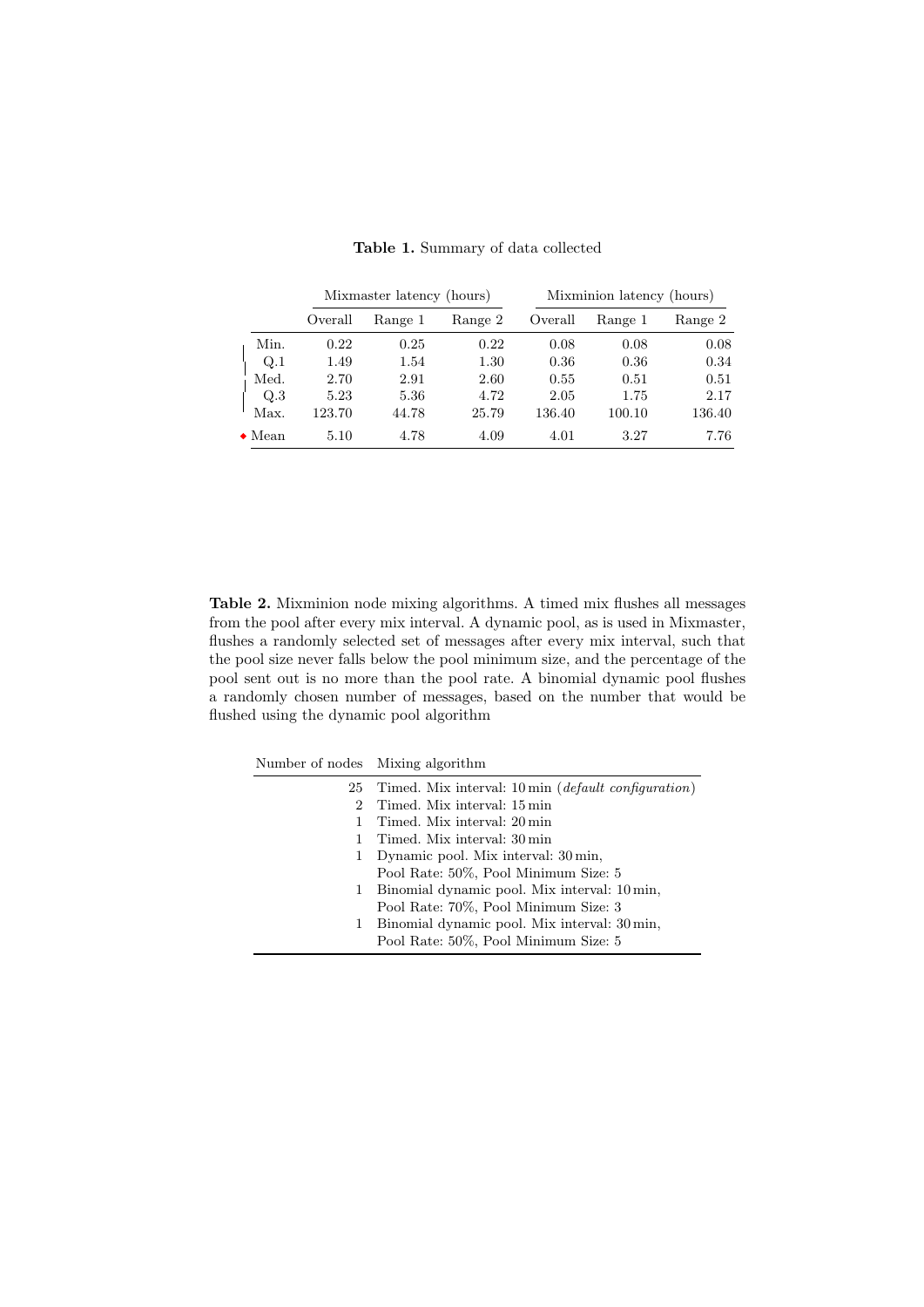**Table 1.** Summary of data collected

| | Mixmaster latency (hours) | | | Mixminion latency (hours) | | |
|---|---|---|---|---|---|---|
| | Overall | Range 1 | Range 2 | Overall | Range 1 | Range 2 |
| Min. | 0.22 | 0.25 | 0.22 | 0.08 | 0.08 | 0.08 |
| Q.1 | 1.49 | 1.54 | 1.30 | 0.36 | 0.36 | 0.34 |
| Med. | 2.70 | 2.91 | 2.60 | 0.55 | 0.51 | 0.51 |
| Q.3 | 5.23 | 5.36 | 4.72 | 2.05 | 1.75 | 2.17 |
| Max. | 123.70 | 44.78 | 25.79 | 136.40 | 100.10 | 136.40 |
| ◆ Mean | 5.10 | 4.78 | 4.09 | 4.01 | 3.27 | 7.76 |

**Table 2.** Mixminion node mixing algorithms. A timed mix flushes all messages from the pool after every mix interval. A dynamic pool, as is used in Mixmaster, flushes a randomly selected set of messages after every mix interval, such that the pool size never falls below the pool minimum size, and the percentage of the pool sent out is no more than the pool rate. A binomial dynamic pool flushes a randomly chosen number of messages, based on the number that would be flushed using the dynamic pool algorithm

| Number of nodes | Mixing algorithm |
|---|---|
| 25 | Timed. Mix interval: 10 min (*default configuration*) |
| 2 | Timed. Mix interval: 15 min |
| 1 | Timed. Mix interval: 20 min |
| 1 | Timed. Mix interval: 30 min |
| 1 | Dynamic pool. Mix interval: 30 min, Pool Rate: 50%, Pool Minimum Size: 5 |
| 1 | Binomial dynamic pool. Mix interval: 10 min, Pool Rate: 70%, Pool Minimum Size: 3 |
| 1 | Binomial dynamic pool. Mix interval: 30 min, Pool Rate: 50%, Pool Minimum Size: 5 |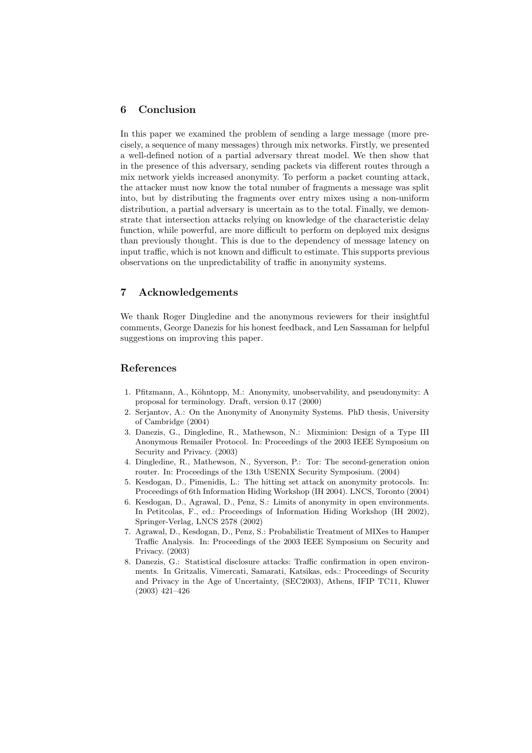## 6 Conclusion

In this paper we examined the problem of sending a large message (more precisely, a sequence of many messages) through mix networks. Firstly, we presented a well-defined notion of a partial adversary threat model. We then show that in the presence of this adversary, sending packets via different routes through a mix network yields increased anonymity. To perform a packet counting attack, the attacker must now know the total number of fragments a message was split into, but by distributing the fragments over entry mixes using a non-uniform distribution, a partial adversary is uncertain as to the total. Finally, we demonstrate that intersection attacks relying on knowledge of the characteristic delay function, while powerful, are more difficult to perform on deployed mix designs than previously thought. This is due to the dependency of message latency on input traffic, which is not known and difficult to estimate. This supports previous observations on the unpredictability of traffic in anonymity systems.

## 7 Acknowledgements

We thank Roger Dingledine and the anonymous reviewers for their insightful comments, George Danezis for his honest feedback, and Len Sassaman for helpful suggestions on improving this paper.

## References

1. Pfitzmann, A., Köhntopp, M.: Anonymity, unobservability, and pseudonymity: A proposal for terminology. Draft, version 0.17 (2000)
2. Serjantov, A.: On the Anonymity of Anonymity Systems. PhD thesis, University of Cambridge (2004)
3. Danezis, G., Dingledine, R., Mathewson, N.: Mixminion: Design of a Type III Anonymous Remailer Protocol. In: Proceedings of the 2003 IEEE Symposium on Security and Privacy. (2003)
4. Dingledine, R., Mathewson, N., Syverson, P.: Tor: The second-generation onion router. In: Proceedings of the 13th USENIX Security Symposium. (2004)
5. Kesdogan, D., Pimenidis, L.: The hitting set attack on anonymity protocols. In: Proceedings of 6th Information Hiding Workshop (IH 2004). LNCS, Toronto (2004)
6. Kesdogan, D., Agrawal, D., Penz, S.: Limits of anonymity in open environments. In Petitcolas, F., ed.: Proceedings of Information Hiding Workshop (IH 2002), Springer-Verlag, LNCS 2578 (2002)
7. Agrawal, D., Kesdogan, D., Penz, S.: Probabilistic Treatment of MIXes to Hamper Traffic Analysis. In: Proceedings of the 2003 IEEE Symposium on Security and Privacy. (2003)
8. Danezis, G.: Statistical disclosure attacks: Traffic confirmation in open environments. In Gritzalis, Vimercati, Samarati, Katsikas, eds.: Proceedings of Security and Privacy in the Age of Uncertainty, (SEC2003), Athens, IFIP TC11, Kluwer (2003) 421–426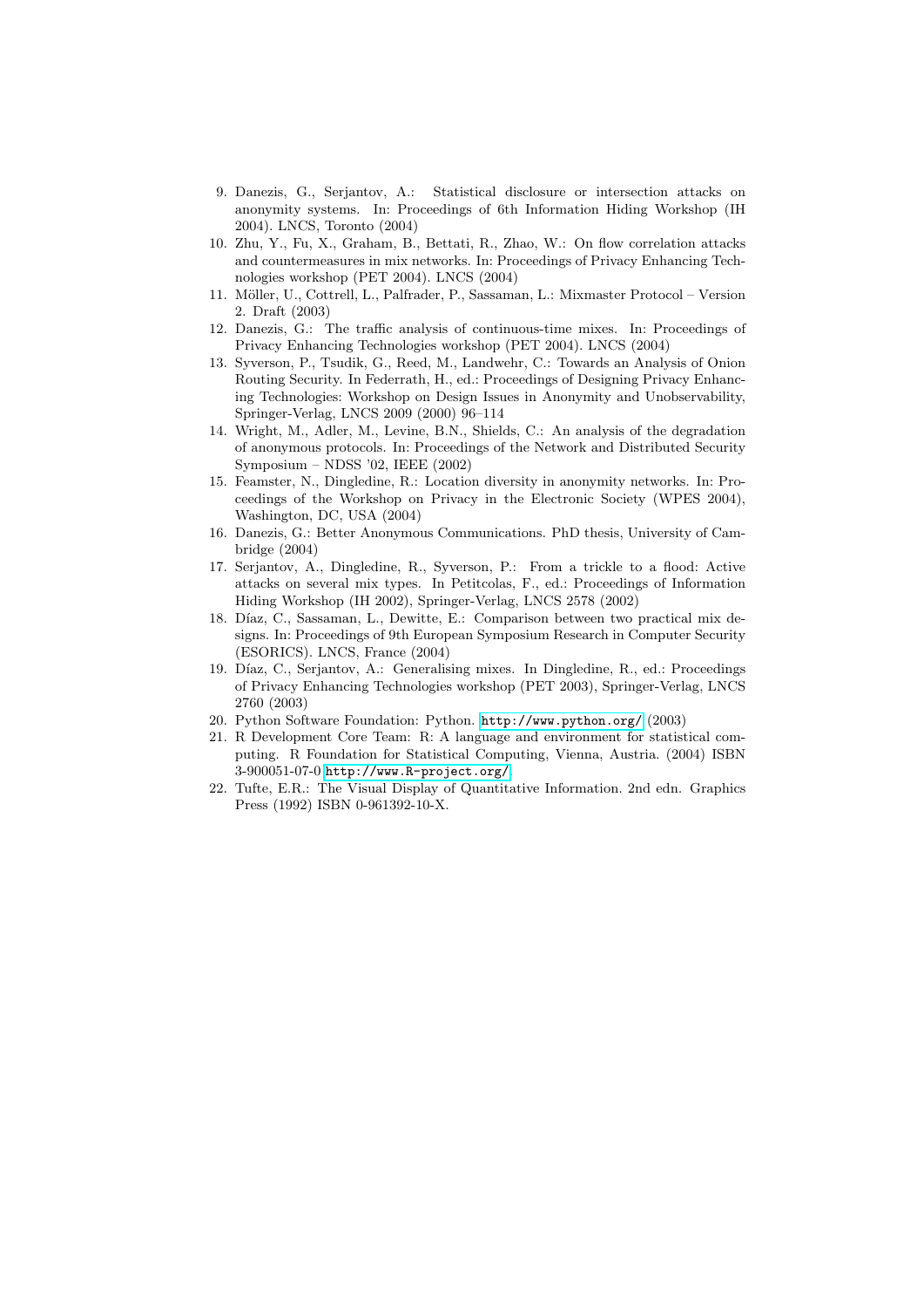9. Danezis, G., Serjantov, A.: Statistical disclosure or intersection attacks on anonymity systems. In: Proceedings of 6th Information Hiding Workshop (IH 2004). LNCS, Toronto (2004)
10. Zhu, Y., Fu, X., Graham, B., Bettati, R., Zhao, W.: On flow correlation attacks and countermeasures in mix networks. In: Proceedings of Privacy Enhancing Technologies workshop (PET 2004). LNCS (2004)
11. Möller, U., Cottrell, L., Palfrader, P., Sassaman, L.: Mixmaster Protocol – Version 2. Draft (2003)
12. Danezis, G.: The traffic analysis of continuous-time mixes. In: Proceedings of Privacy Enhancing Technologies workshop (PET 2004). LNCS (2004)
13. Syverson, P., Tsudik, G., Reed, M., Landwehr, C.: Towards an Analysis of Onion Routing Security. In Federrath, H., ed.: Proceedings of Designing Privacy Enhancing Technologies: Workshop on Design Issues in Anonymity and Unobservability, Springer-Verlag, LNCS 2009 (2000) 96–114
14. Wright, M., Adler, M., Levine, B.N., Shields, C.: An analysis of the degradation of anonymous protocols. In: Proceedings of the Network and Distributed Security Symposium – NDSS '02, IEEE (2002)
15. Feamster, N., Dingledine, R.: Location diversity in anonymity networks. In: Proceedings of the Workshop on Privacy in the Electronic Society (WPES 2004), Washington, DC, USA (2004)
16. Danezis, G.: Better Anonymous Communications. PhD thesis, University of Cambridge (2004)
17. Serjantov, A., Dingledine, R., Syverson, P.: From a trickle to a flood: Active attacks on several mix types. In Petitcolas, F., ed.: Proceedings of Information Hiding Workshop (IH 2002), Springer-Verlag, LNCS 2578 (2002)
18. Díaz, C., Sassaman, L., Dewitte, E.: Comparison between two practical mix designs. In: Proceedings of 9th European Symposium Research in Computer Security (ESORICS). LNCS, France (2004)
19. Díaz, C., Serjantov, A.: Generalising mixes. In Dingledine, R., ed.: Proceedings of Privacy Enhancing Technologies workshop (PET 2003), Springer-Verlag, LNCS 2760 (2003)
20. Python Software Foundation: Python. http://www.python.org/ (2003)
21. R Development Core Team: R: A language and environment for statistical computing. R Foundation for Statistical Computing, Vienna, Austria. (2004) ISBN 3-900051-07-0 http://www.R-project.org/
22. Tufte, E.R.: The Visual Display of Quantitative Information. 2nd edn. Graphics Press (1992) ISBN 0-961392-10-X.